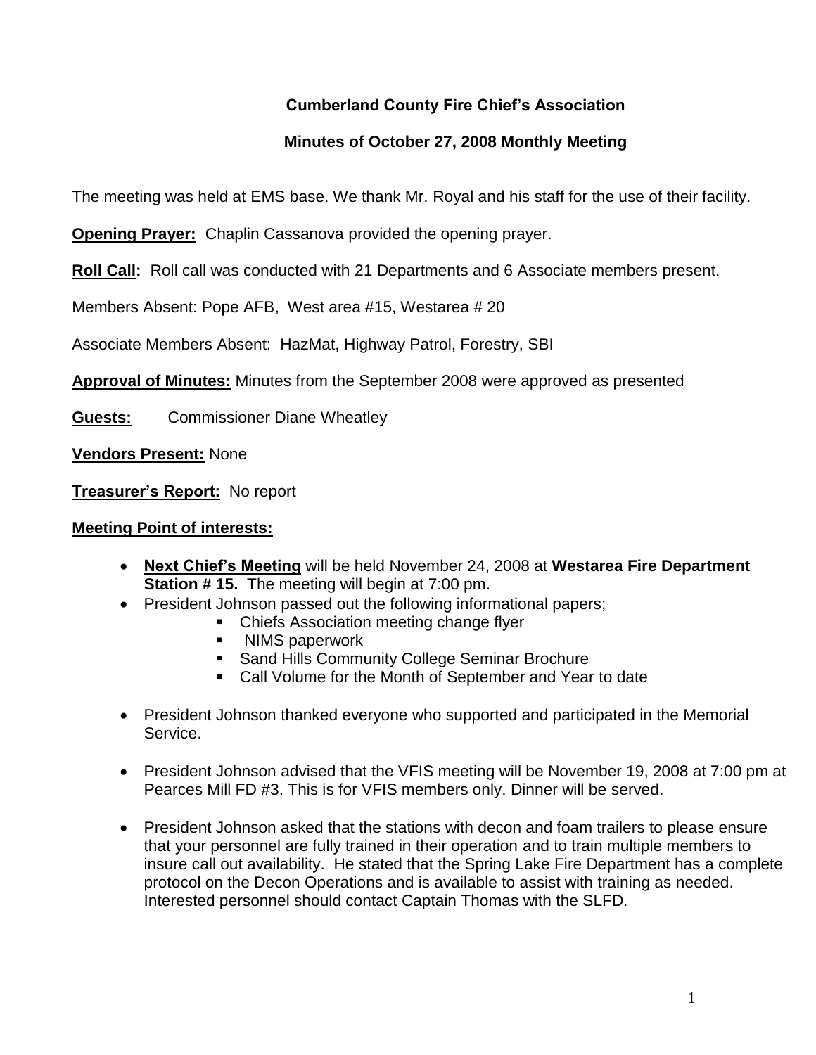**Cumberland County Fire Chief's Association**

**Minutes of October 27, 2008 Monthly Meeting**

The meeting was held at EMS base. We thank Mr. Royal and his staff for the use of their facility.

**Opening Prayer:** Chaplin Cassanova provided the opening prayer.

**Roll Call:** Roll call was conducted with 21 Departments and 6 Associate members present.

Members Absent: Pope AFB, West area #15, Westarea # 20

Associate Members Absent: HazMat, Highway Patrol, Forestry, SBI

**Approval of Minutes:** Minutes from the September 2008 were approved as presented

**Guests:** Commissioner Diane Wheatley

**Vendors Present:** None

**Treasurer's Report:** No report

**Meeting Point of interests:**

- **Next Chief's Meeting** will be held November 24, 2008 at **Westarea Fire Department Station # 15.** The meeting will begin at 7:00 pm.
- President Johnson passed out the following informational papers;
  - Chiefs Association meeting change flyer
  - NIMS paperwork
  - Sand Hills Community College Seminar Brochure
  - Call Volume for the Month of September and Year to date
- President Johnson thanked everyone who supported and participated in the Memorial Service.
- President Johnson advised that the VFIS meeting will be November 19, 2008 at 7:00 pm at Pearces Mill FD #3. This is for VFIS members only. Dinner will be served.
- President Johnson asked that the stations with decon and foam trailers to please ensure that your personnel are fully trained in their operation and to train multiple members to insure call out availability. He stated that the Spring Lake Fire Department has a complete protocol on the Decon Operations and is available to assist with training as needed. Interested personnel should contact Captain Thomas with the SLFD.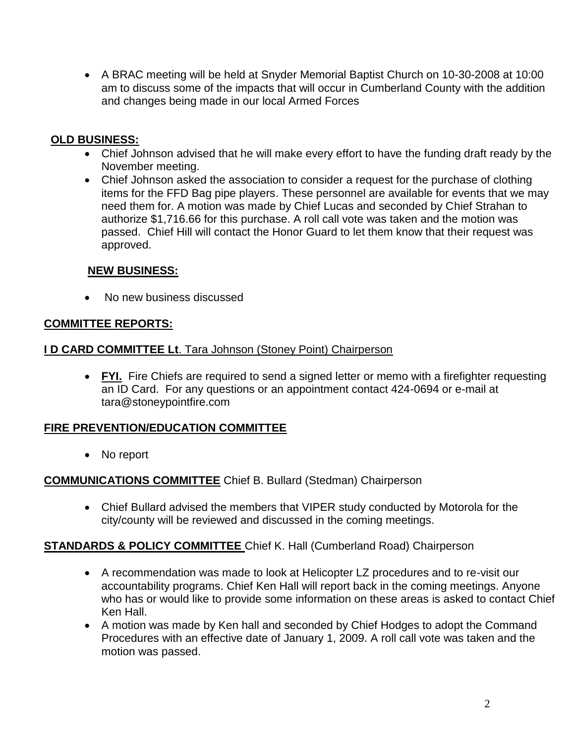- A BRAC meeting will be held at Snyder Memorial Baptist Church on 10-30-2008 at 10:00 am to discuss some of the impacts that will occur in Cumberland County with the addition and changes being made in our local Armed Forces

**OLD BUSINESS:**

- Chief Johnson advised that he will make every effort to have the funding draft ready by the November meeting.
- Chief Johnson asked the association to consider a request for the purchase of clothing items for the FFD Bag pipe players. These personnel are available for events that we may need them for. A motion was made by Chief Lucas and seconded by Chief Strahan to authorize $1,716.66 for this purchase. A roll call vote was taken and the motion was passed. Chief Hill will contact the Honor Guard to let them know that their request was approved.

**NEW BUSINESS:**

- No new business discussed

**COMMITTEE REPORTS:**

**I D CARD COMMITTEE Lt**. Tara Johnson (Stoney Point) Chairperson

- **FYI.** Fire Chiefs are required to send a signed letter or memo with a firefighter requesting an ID Card. For any questions or an appointment contact 424-0694 or e-mail at tara@stoneypointfire.com

**FIRE PREVENTION/EDUCATION COMMITTEE**

- No report

**COMMUNICATIONS COMMITTEE** Chief B. Bullard (Stedman) Chairperson

- Chief Bullard advised the members that VIPER study conducted by Motorola for the city/county will be reviewed and discussed in the coming meetings.

**STANDARDS & POLICY COMMITTEE** Chief K. Hall (Cumberland Road) Chairperson

- A recommendation was made to look at Helicopter LZ procedures and to re-visit our accountability programs. Chief Ken Hall will report back in the coming meetings. Anyone who has or would like to provide some information on these areas is asked to contact Chief Ken Hall.
- A motion was made by Ken hall and seconded by Chief Hodges to adopt the Command Procedures with an effective date of January 1, 2009. A roll call vote was taken and the motion was passed.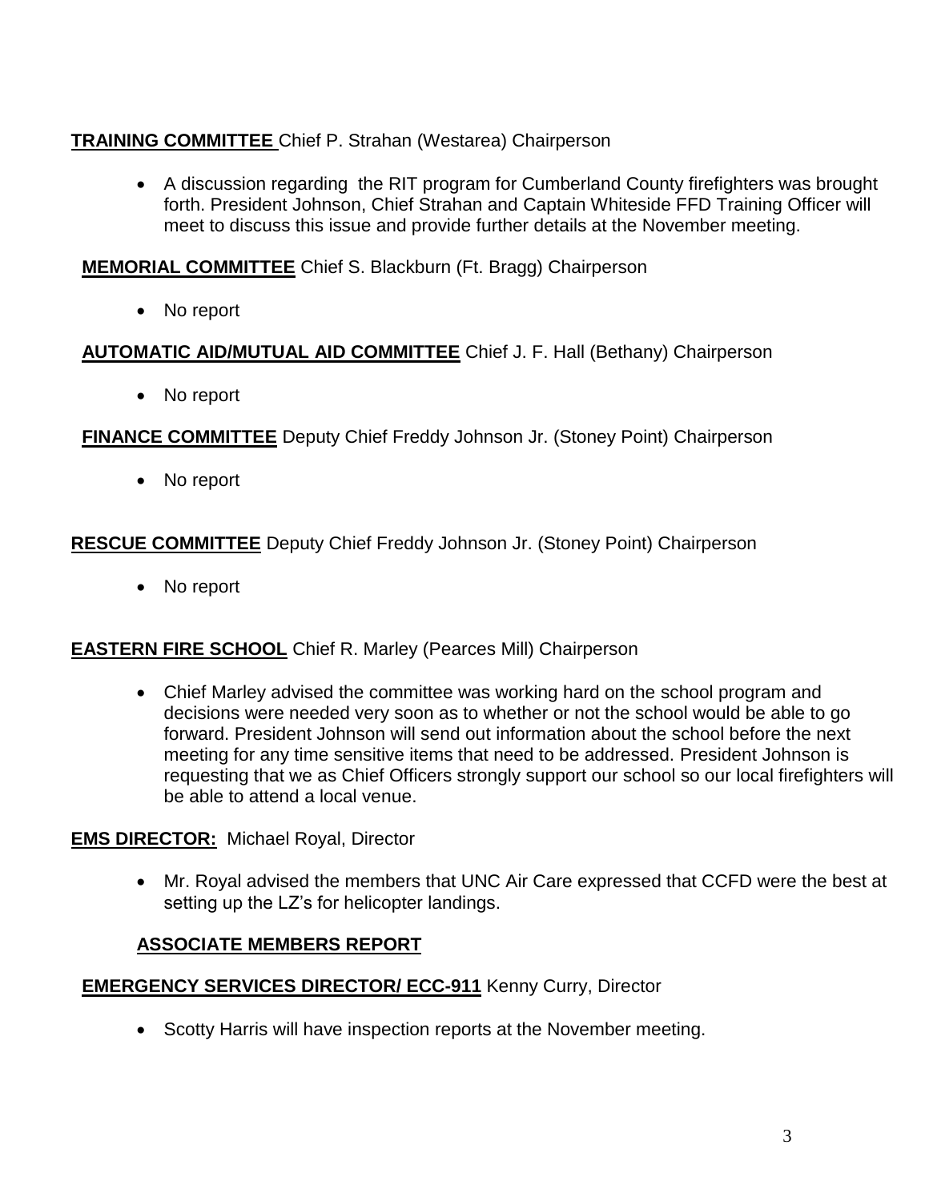**<u>TRAINING COMMITTEE</u>** Chief P. Strahan (Westarea) Chairperson

- A discussion regarding the RIT program for Cumberland County firefighters was brought forth. President Johnson, Chief Strahan and Captain Whiteside FFD Training Officer will meet to discuss this issue and provide further details at the November meeting.

**<u>MEMORIAL COMMITTEE</u>** Chief S. Blackburn (Ft. Bragg) Chairperson

- No report

**<u>AUTOMATIC AID/MUTUAL AID COMMITTEE</u>** Chief J. F. Hall (Bethany) Chairperson

- No report

**<u>FINANCE COMMITTEE</u>** Deputy Chief Freddy Johnson Jr. (Stoney Point) Chairperson

- No report

**<u>RESCUE COMMITTEE</u>** Deputy Chief Freddy Johnson Jr. (Stoney Point) Chairperson

- No report

**<u>EASTERN FIRE SCHOOL</u>** Chief R. Marley (Pearces Mill) Chairperson

- Chief Marley advised the committee was working hard on the school program and decisions were needed very soon as to whether or not the school would be able to go forward. President Johnson will send out information about the school before the next meeting for any time sensitive items that need to be addressed. President Johnson is requesting that we as Chief Officers strongly support our school so our local firefighters will be able to attend a local venue.

**<u>EMS DIRECTOR:</u>** Michael Royal, Director

- Mr. Royal advised the members that UNC Air Care expressed that CCFD were the best at setting up the LZ's for helicopter landings.

**<u>ASSOCIATE MEMBERS REPORT</u>**

**<u>EMERGENCY SERVICES DIRECTOR/ ECC-911</u>** Kenny Curry, Director

- Scotty Harris will have inspection reports at the November meeting.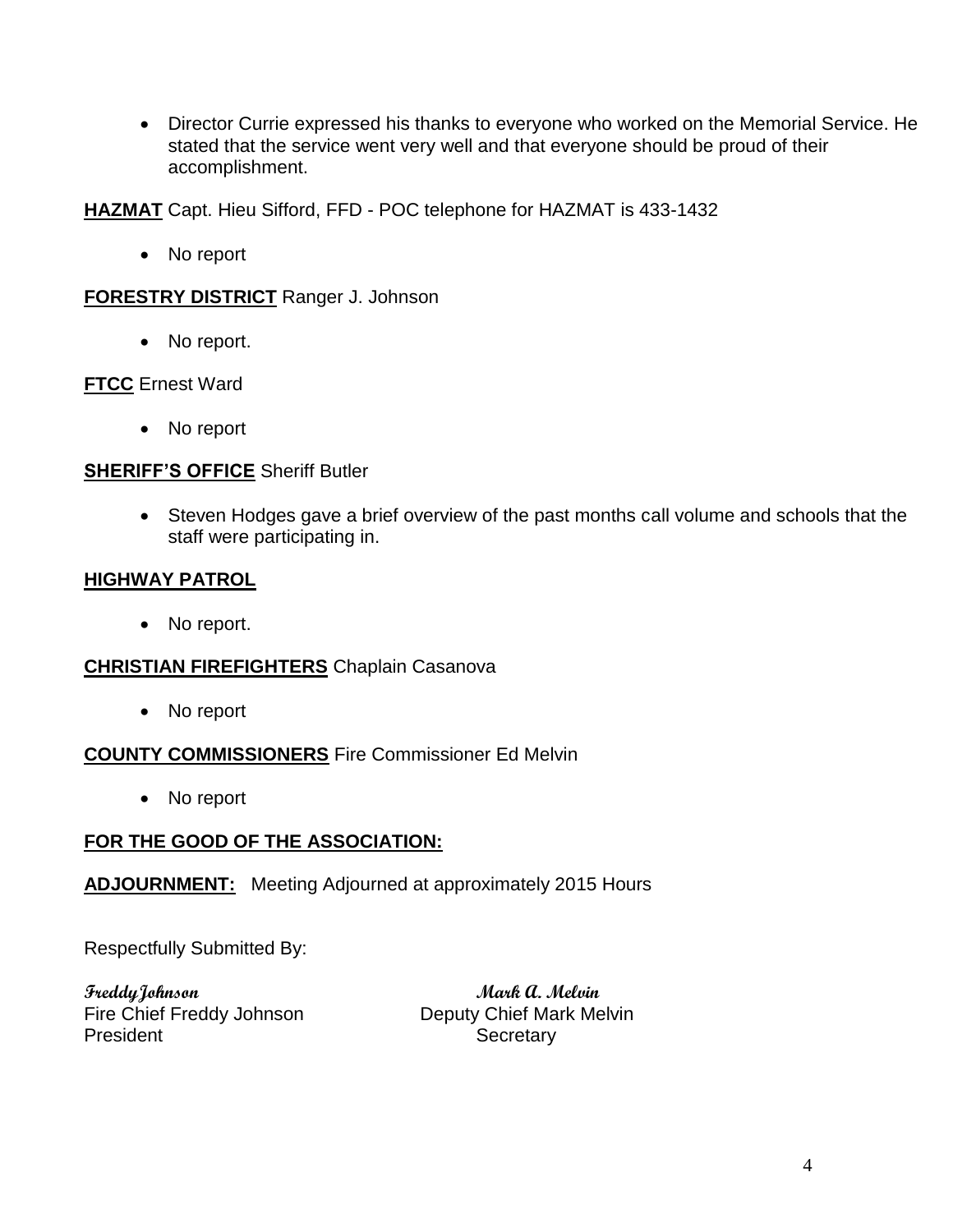- Director Currie expressed his thanks to everyone who worked on the Memorial Service. He stated that the service went very well and that everyone should be proud of their accomplishment.

**HAZMAT** Capt. Hieu Sifford, FFD - POC telephone for HAZMAT is 433-1432

- No report

**FORESTRY DISTRICT** Ranger J. Johnson

- No report.

**FTCC** Ernest Ward

- No report

**SHERIFF'S OFFICE** Sheriff Butler

- Steven Hodges gave a brief overview of the past months call volume and schools that the staff were participating in.

**HIGHWAY PATROL**

- No report.

**CHRISTIAN FIREFIGHTERS** Chaplain Casanova

- No report

**COUNTY COMMISSIONERS** Fire Commissioner Ed Melvin

- No report

**FOR THE GOOD OF THE ASSOCIATION:**

**ADJOURNMENT:** Meeting Adjourned at approximately 2015 Hours

Respectfully Submitted By:

| | |
|---|---|
| *Freddy Johnson* | *Mark A. Melvin* |
| Fire Chief Freddy Johnson | Deputy Chief Mark Melvin |
| President | Secretary |